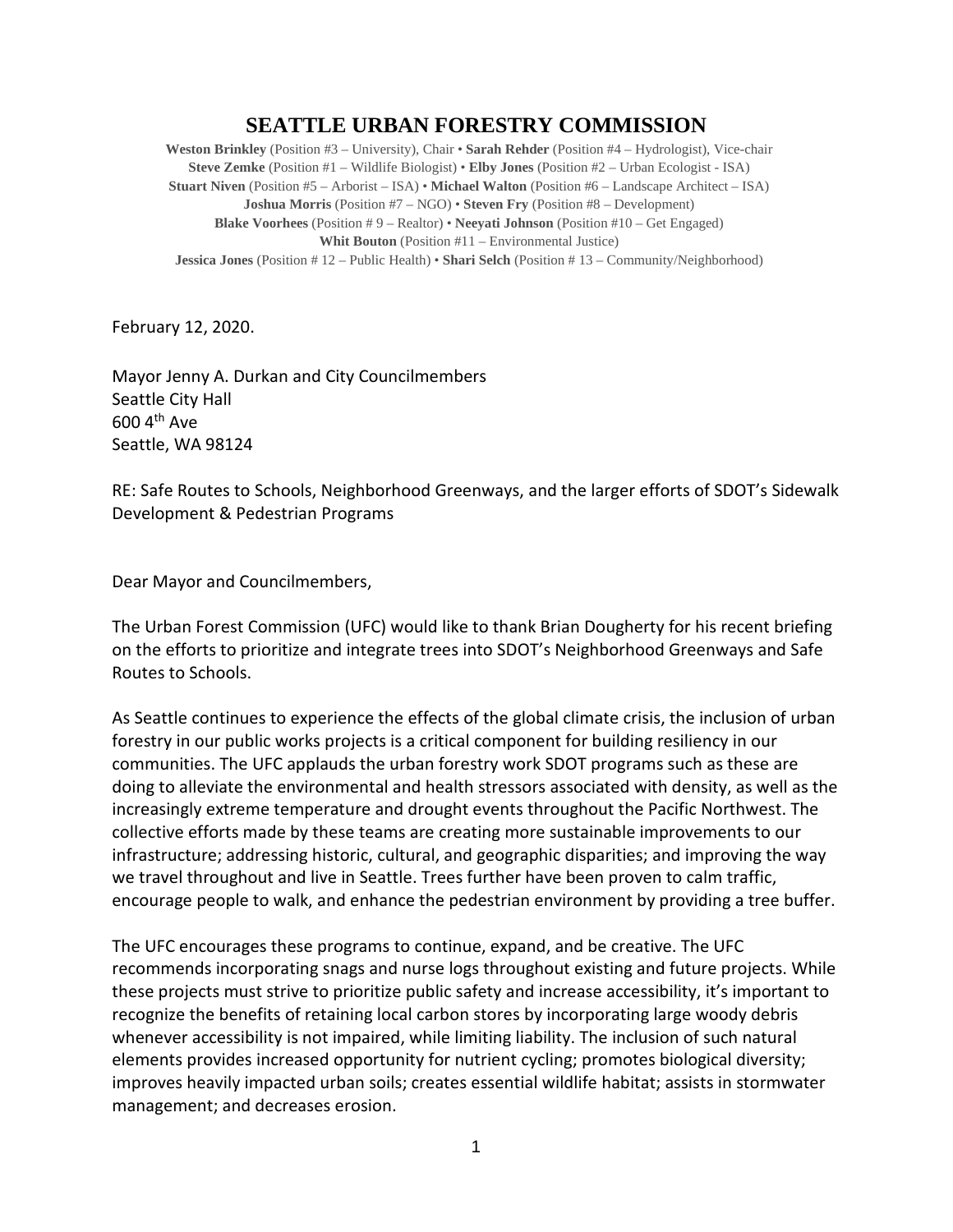# SEATTLE URBAN FORESTRY COMMISSION

**Weston Brinkley** (Position #3 – University), Chair • **Sarah Rehder** (Position #4 – Hydrologist), Vice-chair
**Steve Zemke** (Position #1 – Wildlife Biologist) • **Elby Jones** (Position #2 – Urban Ecologist - ISA)
**Stuart Niven** (Position #5 – Arborist – ISA) • **Michael Walton** (Position #6 – Landscape Architect – ISA)
**Joshua Morris** (Position #7 – NGO) • **Steven Fry** (Position #8 – Development)
**Blake Voorhees** (Position # 9 – Realtor) • **Neeyati Johnson** (Position #10 – Get Engaged)
**Whit Bouton** (Position #11 – Environmental Justice)
**Jessica Jones** (Position # 12 – Public Health) • **Shari Selch** (Position # 13 – Community/Neighborhood)

February 12, 2020.

Mayor Jenny A. Durkan and City Councilmembers
Seattle City Hall
600 4th Ave
Seattle, WA 98124

RE: Safe Routes to Schools, Neighborhood Greenways, and the larger efforts of SDOT's Sidewalk Development & Pedestrian Programs

Dear Mayor and Councilmembers,

The Urban Forest Commission (UFC) would like to thank Brian Dougherty for his recent briefing on the efforts to prioritize and integrate trees into SDOT's Neighborhood Greenways and Safe Routes to Schools.

As Seattle continues to experience the effects of the global climate crisis, the inclusion of urban forestry in our public works projects is a critical component for building resiliency in our communities. The UFC applauds the urban forestry work SDOT programs such as these are doing to alleviate the environmental and health stressors associated with density, as well as the increasingly extreme temperature and drought events throughout the Pacific Northwest. The collective efforts made by these teams are creating more sustainable improvements to our infrastructure; addressing historic, cultural, and geographic disparities; and improving the way we travel throughout and live in Seattle. Trees further have been proven to calm traffic, encourage people to walk, and enhance the pedestrian environment by providing a tree buffer.

The UFC encourages these programs to continue, expand, and be creative. The UFC recommends incorporating snags and nurse logs throughout existing and future projects. While these projects must strive to prioritize public safety and increase accessibility, it's important to recognize the benefits of retaining local carbon stores by incorporating large woody debris whenever accessibility is not impaired, while limiting liability. The inclusion of such natural elements provides increased opportunity for nutrient cycling; promotes biological diversity; improves heavily impacted urban soils; creates essential wildlife habitat; assists in stormwater management; and decreases erosion.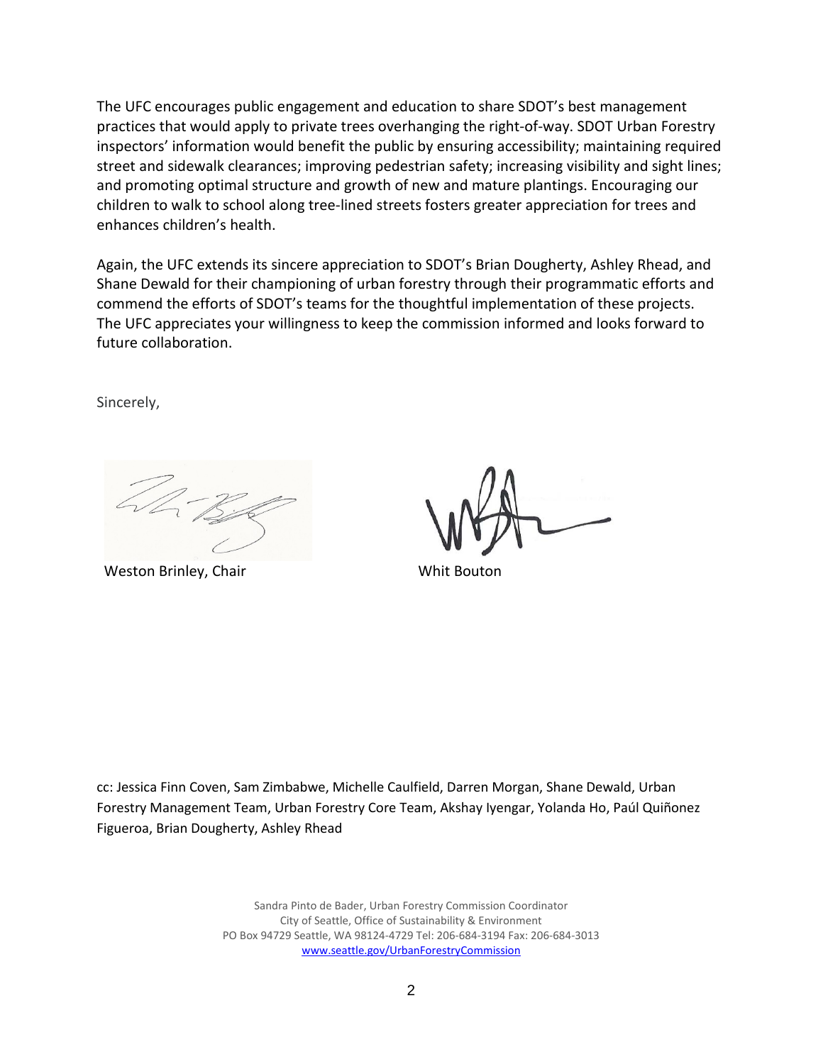The UFC encourages public engagement and education to share SDOT's best management practices that would apply to private trees overhanging the right-of-way. SDOT Urban Forestry inspectors' information would benefit the public by ensuring accessibility; maintaining required street and sidewalk clearances; improving pedestrian safety; increasing visibility and sight lines; and promoting optimal structure and growth of new and mature plantings. Encouraging our children to walk to school along tree-lined streets fosters greater appreciation for trees and enhances children's health.

Again, the UFC extends its sincere appreciation to SDOT's Brian Dougherty, Ashley Rhead, and Shane Dewald for their championing of urban forestry through their programmatic efforts and commend the efforts of SDOT's teams for the thoughtful implementation of these projects. The UFC appreciates your willingness to keep the commission informed and looks forward to future collaboration.

Sincerely,

Weston Brinley, Chair

Whit Bouton

cc: Jessica Finn Coven, Sam Zimbabwe, Michelle Caulfield, Darren Morgan, Shane Dewald, Urban Forestry Management Team, Urban Forestry Core Team, Akshay Iyengar, Yolanda Ho, Paúl Quiñonez Figueroa, Brian Dougherty, Ashley Rhead

Sandra Pinto de Bader, Urban Forestry Commission Coordinator
City of Seattle, Office of Sustainability & Environment
PO Box 94729 Seattle, WA 98124-4729 Tel: 206-684-3194 Fax: 206-684-3013
www.seattle.gov/UrbanForestryCommission